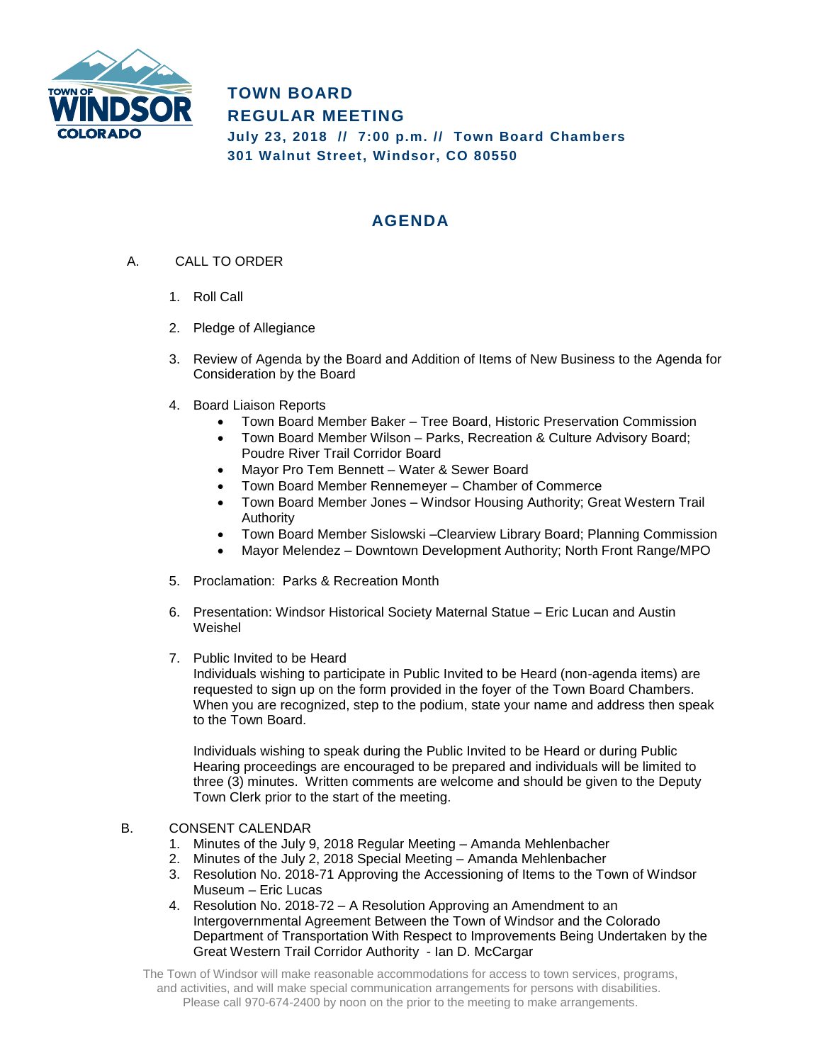# TOWN BOARD REGULAR MEETING

**July 23, 2018 // 7:00 p.m. // Town Board Chambers**
**301 Walnut Street, Windsor, CO 80550**

## AGENDA

A. CALL TO ORDER

1. Roll Call
2. Pledge of Allegiance
3. Review of Agenda by the Board and Addition of Items of New Business to the Agenda for Consideration by the Board
4. Board Liaison Reports
   - Town Board Member Baker – Tree Board, Historic Preservation Commission
   - Town Board Member Wilson – Parks, Recreation & Culture Advisory Board; Poudre River Trail Corridor Board
   - Mayor Pro Tem Bennett – Water & Sewer Board
   - Town Board Member Rennemeyer – Chamber of Commerce
   - Town Board Member Jones – Windsor Housing Authority; Great Western Trail Authority
   - Town Board Member Sislowski –Clearview Library Board; Planning Commission
   - Mayor Melendez – Downtown Development Authority; North Front Range/MPO
5. Proclamation: Parks & Recreation Month
6. Presentation: Windsor Historical Society Maternal Statue – Eric Lucan and Austin Weishel
7. Public Invited to be Heard

   Individuals wishing to participate in Public Invited to be Heard (non-agenda items) are requested to sign up on the form provided in the foyer of the Town Board Chambers. When you are recognized, step to the podium, state your name and address then speak to the Town Board.

   Individuals wishing to speak during the Public Invited to be Heard or during Public Hearing proceedings are encouraged to be prepared and individuals will be limited to three (3) minutes. Written comments are welcome and should be given to the Deputy Town Clerk prior to the start of the meeting.

B. CONSENT CALENDAR

1. Minutes of the July 9, 2018 Regular Meeting – Amanda Mehlenbacher
2. Minutes of the July 2, 2018 Special Meeting – Amanda Mehlenbacher
3. Resolution No. 2018-71 Approving the Accessioning of Items to the Town of Windsor Museum – Eric Lucas
4. Resolution No. 2018-72 – A Resolution Approving an Amendment to an Intergovernmental Agreement Between the Town of Windsor and the Colorado Department of Transportation With Respect to Improvements Being Undertaken by the Great Western Trail Corridor Authority - Ian D. McCargar

The Town of Windsor will make reasonable accommodations for access to town services, programs, and activities, and will make special communication arrangements for persons with disabilities. Please call 970-674-2400 by noon on the prior to the meeting to make arrangements.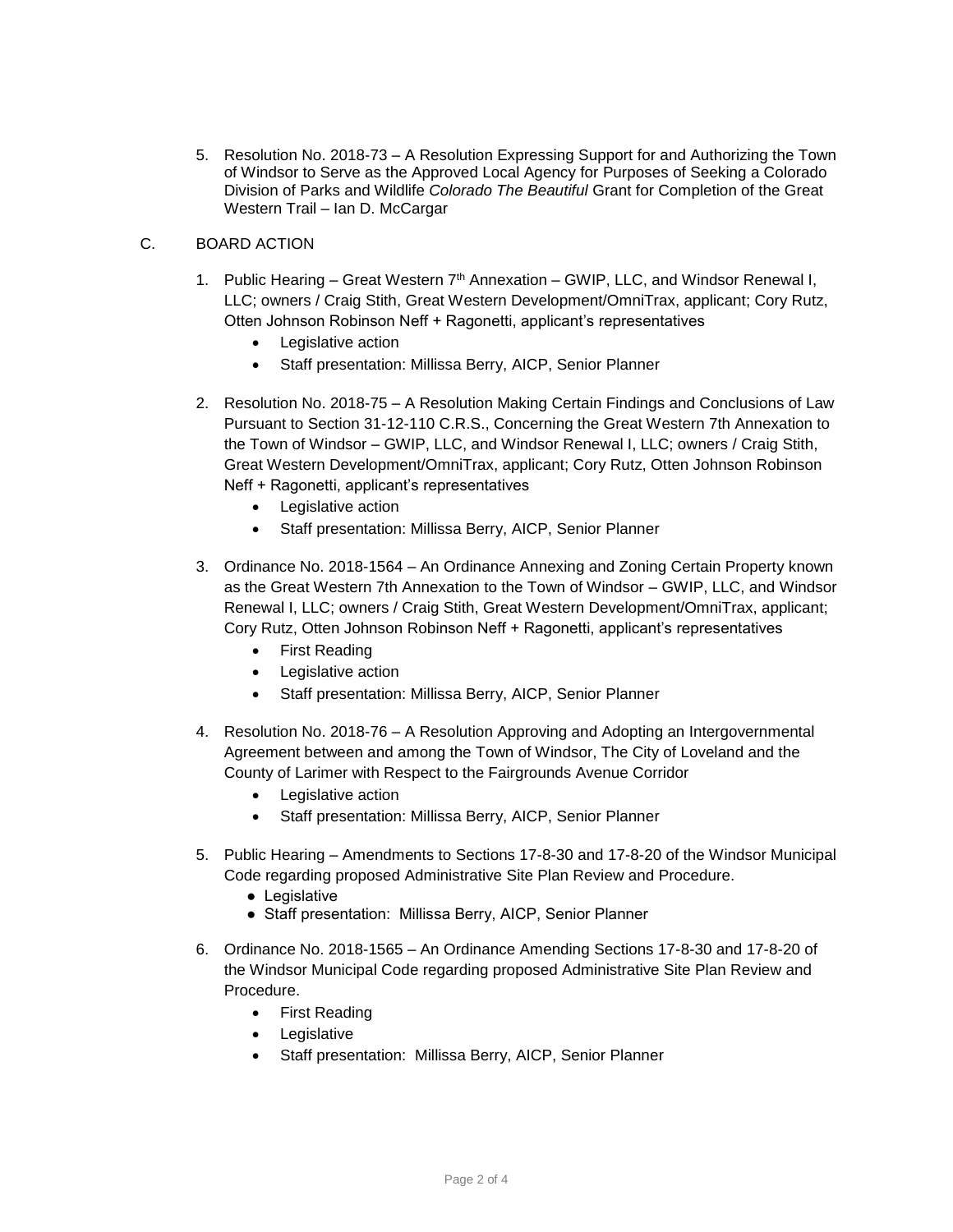5. Resolution No. 2018-73 – A Resolution Expressing Support for and Authorizing the Town of Windsor to Serve as the Approved Local Agency for Purposes of Seeking a Colorado Division of Parks and Wildlife *Colorado The Beautiful* Grant for Completion of the Great Western Trail – Ian D. McCargar

C. BOARD ACTION

1. Public Hearing – Great Western 7th Annexation – GWIP, LLC, and Windsor Renewal I, LLC; owners / Craig Stith, Great Western Development/OmniTrax, applicant; Cory Rutz, Otten Johnson Robinson Neff + Ragonetti, applicant's representatives
   - Legislative action
   - Staff presentation: Millissa Berry, AICP, Senior Planner

2. Resolution No. 2018-75 – A Resolution Making Certain Findings and Conclusions of Law Pursuant to Section 31-12-110 C.R.S., Concerning the Great Western 7th Annexation to the Town of Windsor – GWIP, LLC, and Windsor Renewal I, LLC; owners / Craig Stith, Great Western Development/OmniTrax, applicant; Cory Rutz, Otten Johnson Robinson Neff + Ragonetti, applicant's representatives
   - Legislative action
   - Staff presentation: Millissa Berry, AICP, Senior Planner

3. Ordinance No. 2018-1564 – An Ordinance Annexing and Zoning Certain Property known as the Great Western 7th Annexation to the Town of Windsor – GWIP, LLC, and Windsor Renewal I, LLC; owners / Craig Stith, Great Western Development/OmniTrax, applicant; Cory Rutz, Otten Johnson Robinson Neff + Ragonetti, applicant's representatives
   - First Reading
   - Legislative action
   - Staff presentation: Millissa Berry, AICP, Senior Planner

4. Resolution No. 2018-76 – A Resolution Approving and Adopting an Intergovernmental Agreement between and among the Town of Windsor, The City of Loveland and the County of Larimer with Respect to the Fairgrounds Avenue Corridor
   - Legislative action
   - Staff presentation: Millissa Berry, AICP, Senior Planner

5. Public Hearing – Amendments to Sections 17-8-30 and 17-8-20 of the Windsor Municipal Code regarding proposed Administrative Site Plan Review and Procedure.
   - Legislative
   - Staff presentation: Millissa Berry, AICP, Senior Planner

6. Ordinance No. 2018-1565 – An Ordinance Amending Sections 17-8-30 and 17-8-20 of the Windsor Municipal Code regarding proposed Administrative Site Plan Review and Procedure.
   - First Reading
   - Legislative
   - Staff presentation: Millissa Berry, AICP, Senior Planner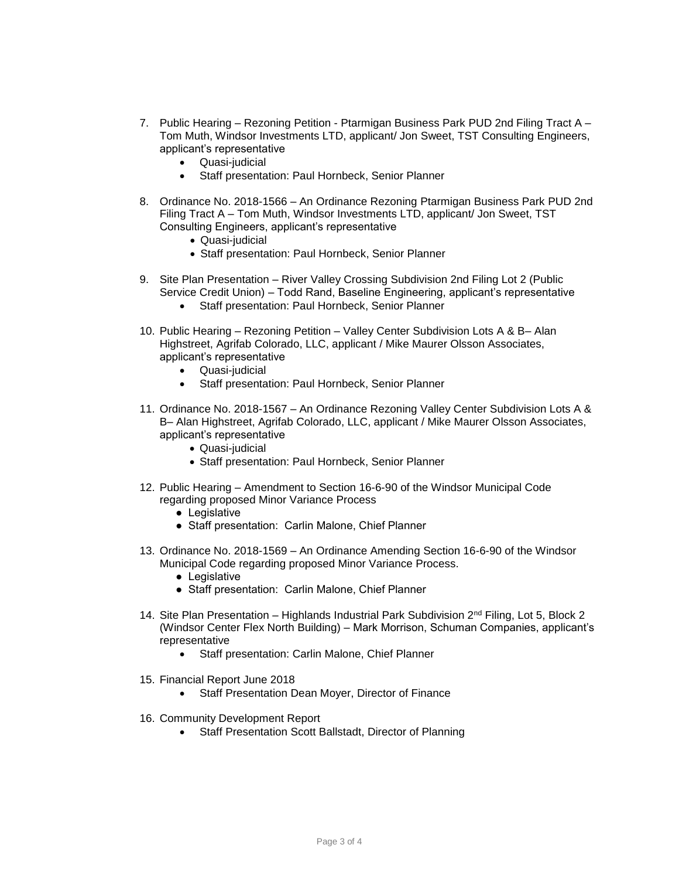7. Public Hearing – Rezoning Petition - Ptarmigan Business Park PUD 2nd Filing Tract A – Tom Muth, Windsor Investments LTD, applicant/ Jon Sweet, TST Consulting Engineers, applicant's representative
   - Quasi-judicial
   - Staff presentation: Paul Hornbeck, Senior Planner

8. Ordinance No. 2018-1566 – An Ordinance Rezoning Ptarmigan Business Park PUD 2nd Filing Tract A – Tom Muth, Windsor Investments LTD, applicant/ Jon Sweet, TST Consulting Engineers, applicant's representative
   - Quasi-judicial
   - Staff presentation: Paul Hornbeck, Senior Planner

9. Site Plan Presentation – River Valley Crossing Subdivision 2nd Filing Lot 2 (Public Service Credit Union) – Todd Rand, Baseline Engineering, applicant's representative
   - Staff presentation: Paul Hornbeck, Senior Planner

10. Public Hearing – Rezoning Petition – Valley Center Subdivision Lots A & B– Alan Highstreet, Agrifab Colorado, LLC, applicant / Mike Maurer Olsson Associates, applicant's representative
    - Quasi-judicial
    - Staff presentation: Paul Hornbeck, Senior Planner

11. Ordinance No. 2018-1567 – An Ordinance Rezoning Valley Center Subdivision Lots A & B– Alan Highstreet, Agrifab Colorado, LLC, applicant / Mike Maurer Olsson Associates, applicant's representative
    - Quasi-judicial
    - Staff presentation: Paul Hornbeck, Senior Planner

12. Public Hearing – Amendment to Section 16-6-90 of the Windsor Municipal Code regarding proposed Minor Variance Process
    - Legislative
    - Staff presentation: Carlin Malone, Chief Planner

13. Ordinance No. 2018-1569 – An Ordinance Amending Section 16-6-90 of the Windsor Municipal Code regarding proposed Minor Variance Process.
    - Legislative
    - Staff presentation: Carlin Malone, Chief Planner

14. Site Plan Presentation – Highlands Industrial Park Subdivision 2nd Filing, Lot 5, Block 2 (Windsor Center Flex North Building) – Mark Morrison, Schuman Companies, applicant's representative
    - Staff presentation: Carlin Malone, Chief Planner

15. Financial Report June 2018
    - Staff Presentation Dean Moyer, Director of Finance

16. Community Development Report
    - Staff Presentation Scott Ballstadt, Director of Planning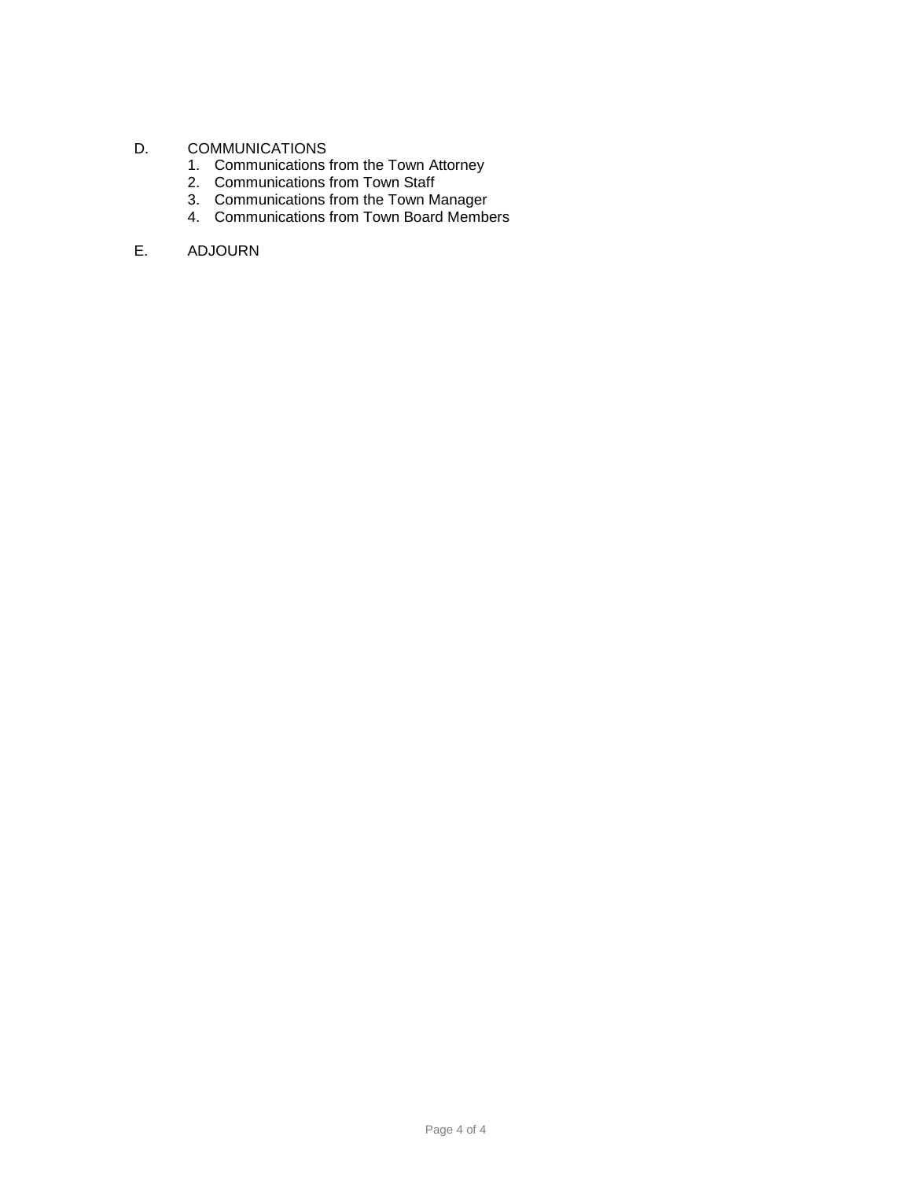D. COMMUNICATIONS

1. Communications from the Town Attorney
2. Communications from Town Staff
3. Communications from the Town Manager
4. Communications from Town Board Members

E. ADJOURN